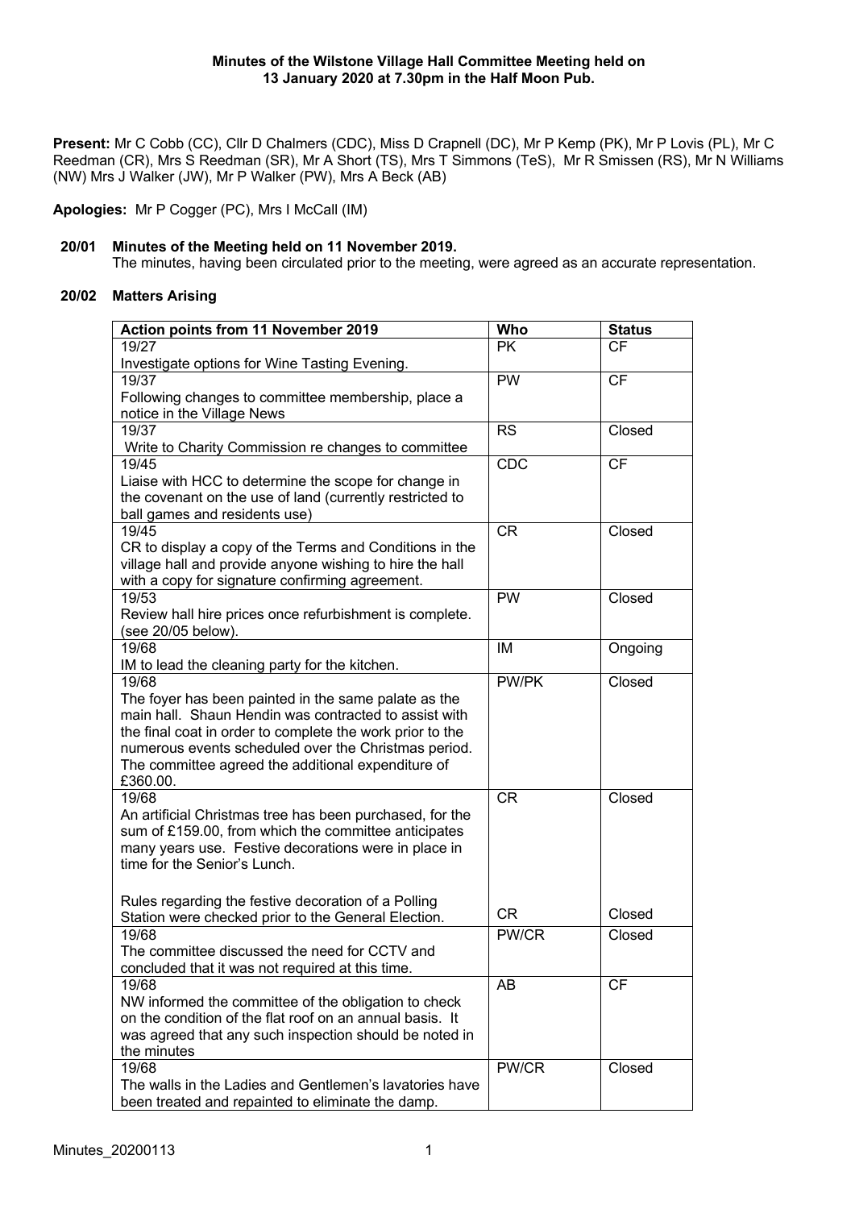**Minutes of the Wilstone Village Hall Committee Meeting held on 13 January 2020 at 7.30pm in the Half Moon Pub.**

**Present:** Mr C Cobb (CC), Cllr D Chalmers (CDC), Miss D Crapnell (DC), Mr P Kemp (PK), Mr P Lovis (PL), Mr C Reedman (CR), Mrs S Reedman (SR), Mr A Short (TS), Mrs T Simmons (TeS), Mr R Smissen (RS), Mr N Williams (NW) Mrs J Walker (JW), Mr P Walker (PW), Mrs A Beck (AB)

**Apologies:** Mr P Cogger (PC), Mrs I McCall (IM)

**20/01 Minutes of the Meeting held on 11 November 2019.**

The minutes, having been circulated prior to the meeting, were agreed as an accurate representation.

**20/02 Matters Arising**

| Action points from 11 November 2019 | Who | Status |
|---|---|---|
| 19/27<br>Investigate options for Wine Tasting Evening. | PK | CF |
| 19/37<br>Following changes to committee membership, place a notice in the Village News | PW | CF |
| 19/37<br>Write to Charity Commission re changes to committee | RS | Closed |
| 19/45<br>Liaise with HCC to determine the scope for change in the covenant on the use of land (currently restricted to ball games and residents use) | CDC | CF |
| 19/45<br>CR to display a copy of the Terms and Conditions in the village hall and provide anyone wishing to hire the hall with a copy for signature confirming agreement. | CR | Closed |
| 19/53<br>Review hall hire prices once refurbishment is complete. (see 20/05 below). | PW | Closed |
| 19/68<br>IM to lead the cleaning party for the kitchen. | IM | Ongoing |
| 19/68<br>The foyer has been painted in the same palate as the main hall. Shaun Hendin was contracted to assist with the final coat in order to complete the work prior to the numerous events scheduled over the Christmas period. The committee agreed the additional expenditure of £360.00. | PW/PK | Closed |
| 19/68<br>An artificial Christmas tree has been purchased, for the sum of £159.00, from which the committee anticipates many years use. Festive decorations were in place in time for the Senior's Lunch.<br><br>Rules regarding the festive decoration of a Polling Station were checked prior to the General Election. | CR<br><br><br><br><br>CR | Closed<br><br><br><br><br>Closed |
| 19/68<br>The committee discussed the need for CCTV and concluded that it was not required at this time. | PW/CR | Closed |
| 19/68<br>NW informed the committee of the obligation to check on the condition of the flat roof on an annual basis. It was agreed that any such inspection should be noted in the minutes | AB | CF |
| 19/68<br>The walls in the Ladies and Gentlemen's lavatories have been treated and repainted to eliminate the damp. | PW/CR | Closed |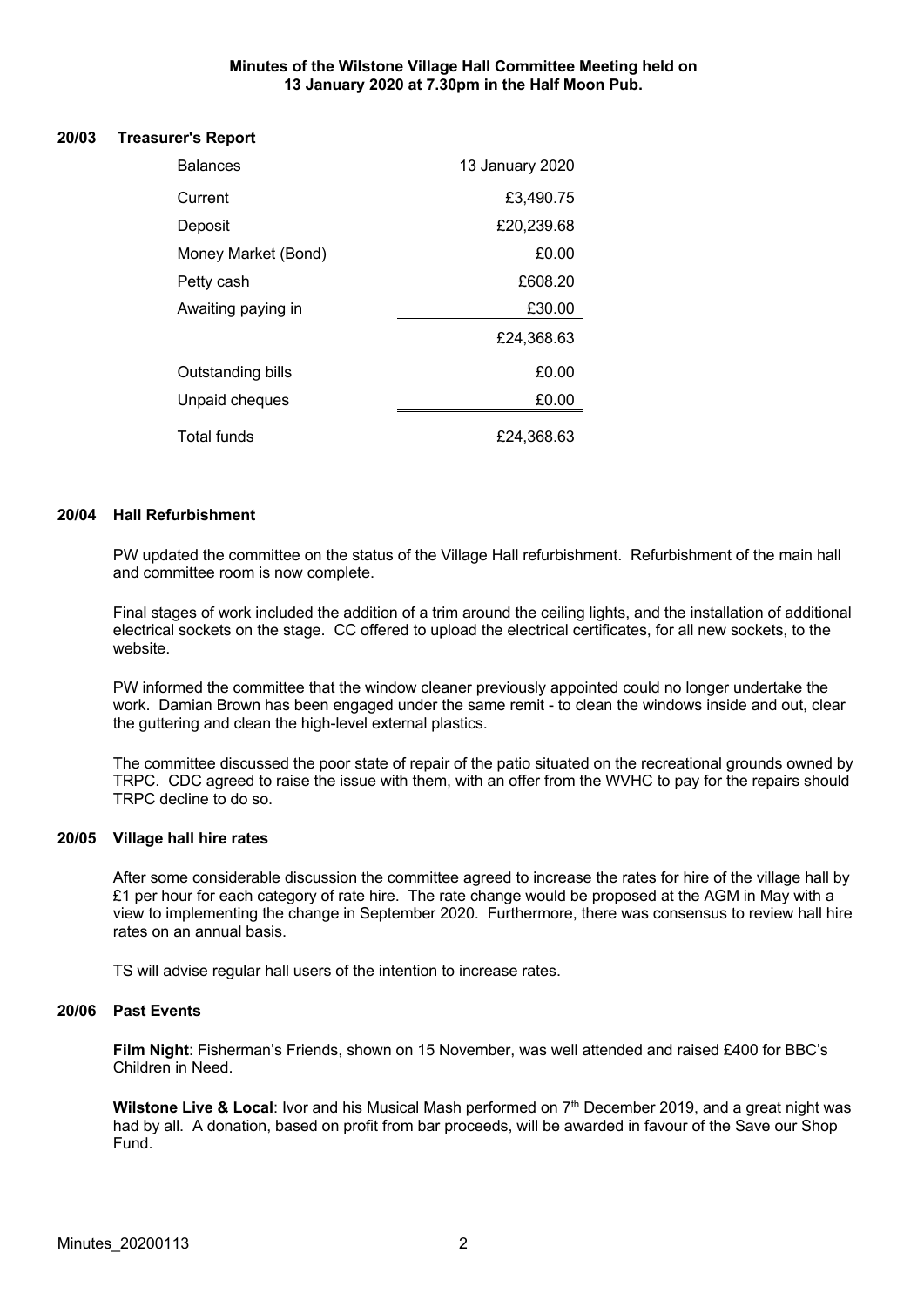**Minutes of the Wilstone Village Hall Committee Meeting held on 13 January 2020 at 7.30pm in the Half Moon Pub.**

## 20/03 Treasurer's Report

| Balances | 13 January 2020 |
|---|---:|
| Current | £3,490.75 |
| Deposit | £20,239.68 |
| Money Market (Bond) | £0.00 |
| Petty cash | £608.20 |
| Awaiting paying in | £30.00 |
| | £24,368.63 |
| Outstanding bills | £0.00 |
| Unpaid cheques | £0.00 |
| Total funds | £24,368.63 |

## 20/04 Hall Refurbishment

PW updated the committee on the status of the Village Hall refurbishment. Refurbishment of the main hall and committee room is now complete.

Final stages of work included the addition of a trim around the ceiling lights, and the installation of additional electrical sockets on the stage. CC offered to upload the electrical certificates, for all new sockets, to the website.

PW informed the committee that the window cleaner previously appointed could no longer undertake the work. Damian Brown has been engaged under the same remit - to clean the windows inside and out, clear the guttering and clean the high-level external plastics.

The committee discussed the poor state of repair of the patio situated on the recreational grounds owned by TRPC. CDC agreed to raise the issue with them, with an offer from the WVHC to pay for the repairs should TRPC decline to do so.

## 20/05 Village hall hire rates

After some considerable discussion the committee agreed to increase the rates for hire of the village hall by £1 per hour for each category of rate hire. The rate change would be proposed at the AGM in May with a view to implementing the change in September 2020. Furthermore, there was consensus to review hall hire rates on an annual basis.

TS will advise regular hall users of the intention to increase rates.

## 20/06 Past Events

**Film Night**: Fisherman's Friends, shown on 15 November, was well attended and raised £400 for BBC's Children in Need.

**Wilstone Live & Local**: Ivor and his Musical Mash performed on 7th December 2019, and a great night was had by all. A donation, based on profit from bar proceeds, will be awarded in favour of the Save our Shop Fund.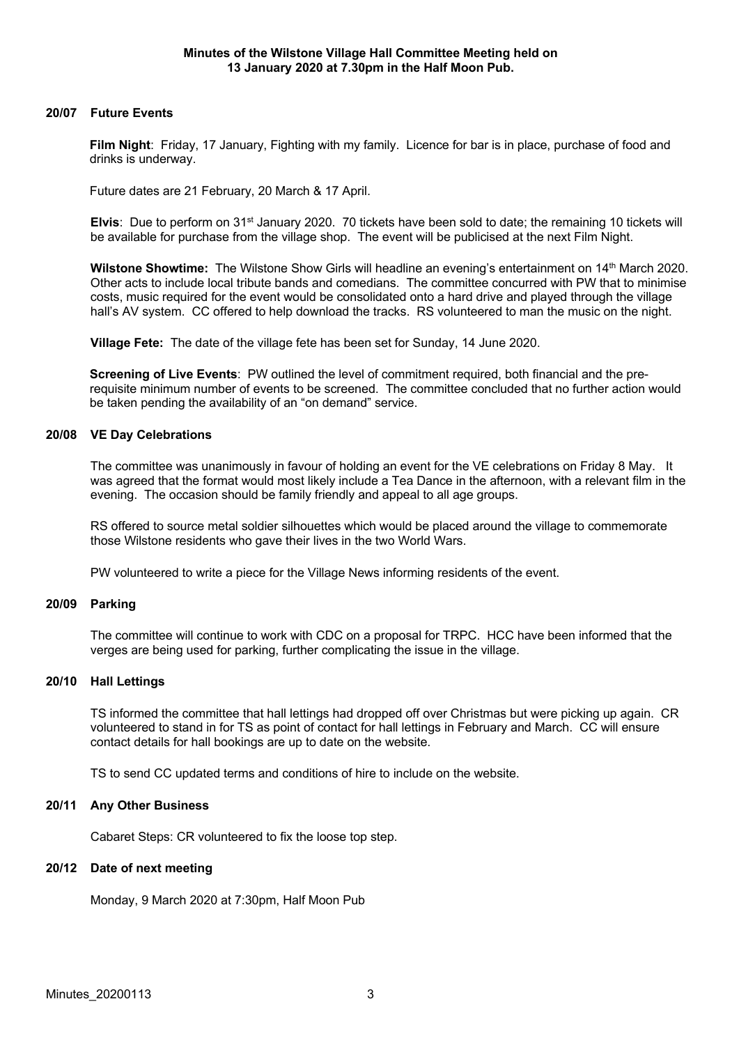**Minutes of the Wilstone Village Hall Committee Meeting held on 13 January 2020 at 7.30pm in the Half Moon Pub.**

### 20/07 Future Events

**Film Night**: Friday, 17 January, Fighting with my family. Licence for bar is in place, purchase of food and drinks is underway.

Future dates are 21 February, 20 March & 17 April.

**Elvis**: Due to perform on 31st January 2020. 70 tickets have been sold to date; the remaining 10 tickets will be available for purchase from the village shop. The event will be publicised at the next Film Night.

**Wilstone Showtime:** The Wilstone Show Girls will headline an evening's entertainment on 14th March 2020. Other acts to include local tribute bands and comedians. The committee concurred with PW that to minimise costs, music required for the event would be consolidated onto a hard drive and played through the village hall's AV system. CC offered to help download the tracks. RS volunteered to man the music on the night.

**Village Fete:** The date of the village fete has been set for Sunday, 14 June 2020.

**Screening of Live Events**: PW outlined the level of commitment required, both financial and the pre-requisite minimum number of events to be screened. The committee concluded that no further action would be taken pending the availability of an "on demand" service.

### 20/08 VE Day Celebrations

The committee was unanimously in favour of holding an event for the VE celebrations on Friday 8 May. It was agreed that the format would most likely include a Tea Dance in the afternoon, with a relevant film in the evening. The occasion should be family friendly and appeal to all age groups.

RS offered to source metal soldier silhouettes which would be placed around the village to commemorate those Wilstone residents who gave their lives in the two World Wars.

PW volunteered to write a piece for the Village News informing residents of the event.

### 20/09 Parking

The committee will continue to work with CDC on a proposal for TRPC. HCC have been informed that the verges are being used for parking, further complicating the issue in the village.

### 20/10 Hall Lettings

TS informed the committee that hall lettings had dropped off over Christmas but were picking up again. CR volunteered to stand in for TS as point of contact for hall lettings in February and March. CC will ensure contact details for hall bookings are up to date on the website.

TS to send CC updated terms and conditions of hire to include on the website.

### 20/11 Any Other Business

Cabaret Steps: CR volunteered to fix the loose top step.

### 20/12 Date of next meeting

Monday, 9 March 2020 at 7:30pm, Half Moon Pub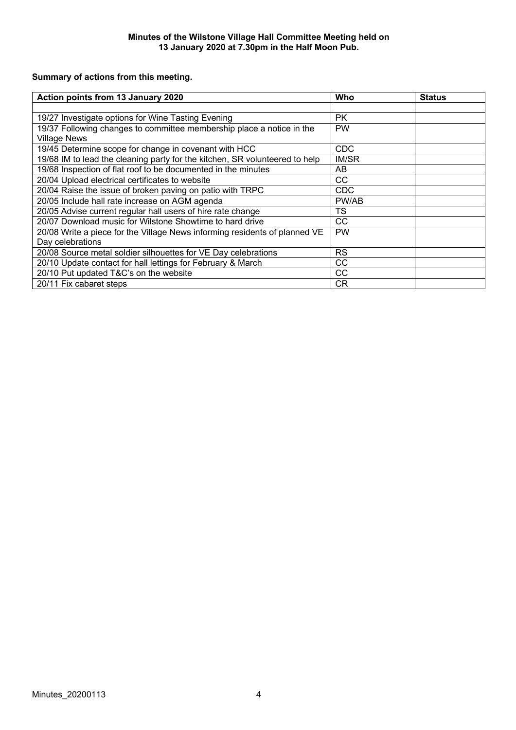**Minutes of the Wilstone Village Hall Committee Meeting held on 13 January 2020 at 7.30pm in the Half Moon Pub.**

**Summary of actions from this meeting.**

| Action points from 13 January 2020 | Who | Status |
|---|---|---|
| | | |
| 19/27 Investigate options for Wine Tasting Evening | PK | |
| 19/37 Following changes to committee membership place a notice in the Village News | PW | |
| 19/45 Determine scope for change in covenant with HCC | CDC | |
| 19/68 IM to lead the cleaning party for the kitchen, SR volunteered to help | IM/SR | |
| 19/68 Inspection of flat roof to be documented in the minutes | AB | |
| 20/04 Upload electrical certificates to website | CC | |
| 20/04 Raise the issue of broken paving on patio with TRPC | CDC | |
| 20/05 Include hall rate increase on AGM agenda | PW/AB | |
| 20/05 Advise current regular hall users of hire rate change | TS | |
| 20/07 Download music for Wilstone Showtime to hard drive | CC | |
| 20/08 Write a piece for the Village News informing residents of planned VE Day celebrations | PW | |
| 20/08 Source metal soldier silhouettes for VE Day celebrations | RS | |
| 20/10 Update contact for hall lettings for February & March | CC | |
| 20/10 Put updated T&C's on the website | CC | |
| 20/11 Fix cabaret steps | CR | |